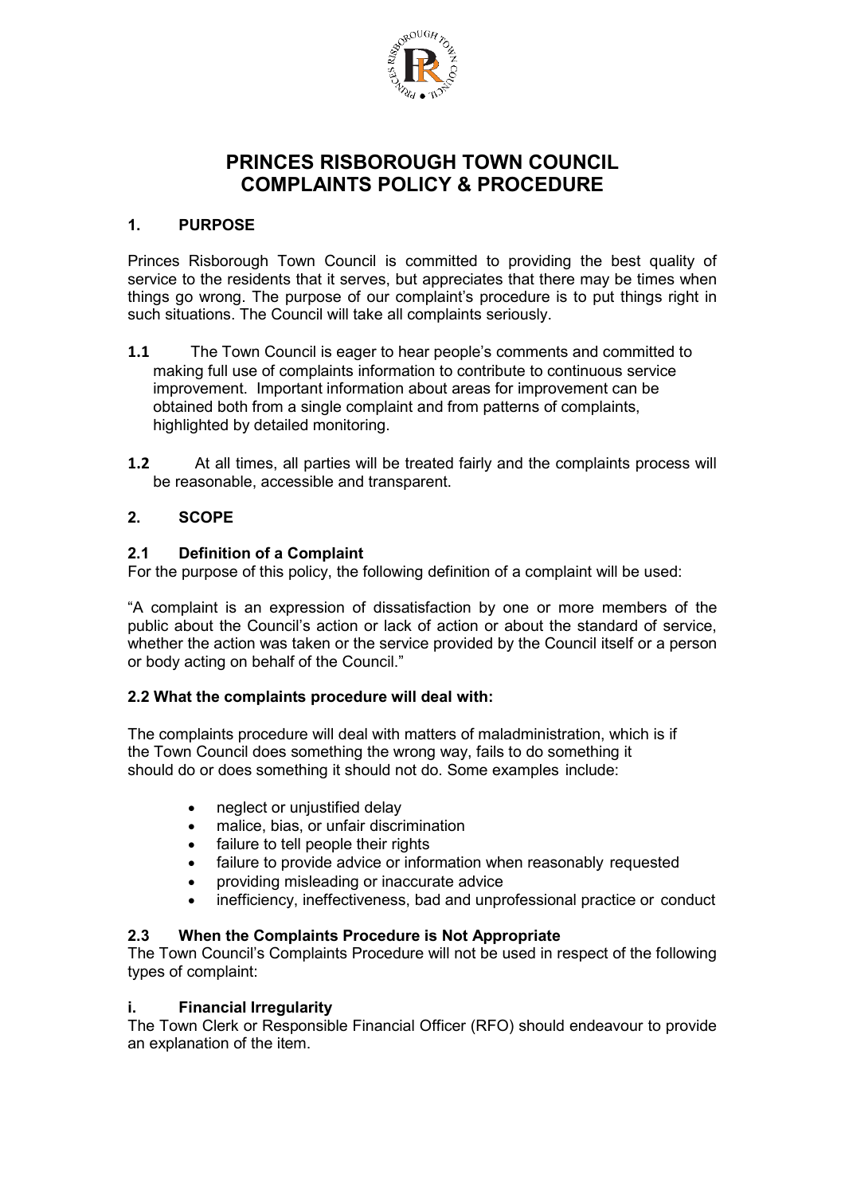# PRINCES RISBOROUGH TOWN COUNCIL
# COMPLAINTS POLICY & PROCEDURE

## 1. PURPOSE

Princes Risborough Town Council is committed to providing the best quality of service to the residents that it serves, but appreciates that there may be times when things go wrong. The purpose of our complaint's procedure is to put things right in such situations. The Council will take all complaints seriously.

**1.1** The Town Council is eager to hear people's comments and committed to making full use of complaints information to contribute to continuous service improvement. Important information about areas for improvement can be obtained both from a single complaint and from patterns of complaints, highlighted by detailed monitoring.

**1.2** At all times, all parties will be treated fairly and the complaints process will be reasonable, accessible and transparent.

## 2. SCOPE

### 2.1 Definition of a Complaint

For the purpose of this policy, the following definition of a complaint will be used:

"A complaint is an expression of dissatisfaction by one or more members of the public about the Council's action or lack of action or about the standard of service, whether the action was taken or the service provided by the Council itself or a person or body acting on behalf of the Council."

### 2.2 What the complaints procedure will deal with:

The complaints procedure will deal with matters of maladministration, which is if the Town Council does something the wrong way, fails to do something it should do or does something it should not do. Some examples include:

- neglect or unjustified delay
- malice, bias, or unfair discrimination
- failure to tell people their rights
- failure to provide advice or information when reasonably requested
- providing misleading or inaccurate advice
- inefficiency, ineffectiveness, bad and unprofessional practice or conduct

### 2.3 When the Complaints Procedure is Not Appropriate

The Town Council's Complaints Procedure will not be used in respect of the following types of complaint:

#### i. Financial Irregularity

The Town Clerk or Responsible Financial Officer (RFO) should endeavour to provide an explanation of the item.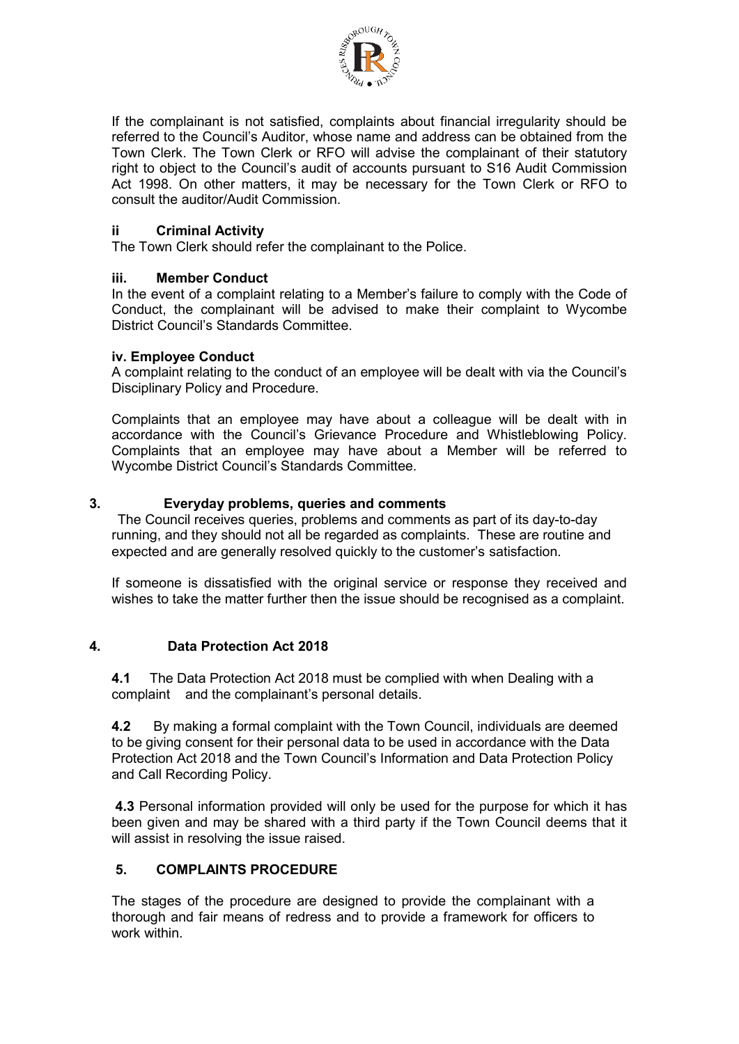If the complainant is not satisfied, complaints about financial irregularity should be referred to the Council's Auditor, whose name and address can be obtained from the Town Clerk. The Town Clerk or RFO will advise the complainant of their statutory right to object to the Council's audit of accounts pursuant to S16 Audit Commission Act 1998. On other matters, it may be necessary for the Town Clerk or RFO to consult the auditor/Audit Commission.

### ii Criminal Activity

The Town Clerk should refer the complainant to the Police.

### iii. Member Conduct

In the event of a complaint relating to a Member's failure to comply with the Code of Conduct, the complainant will be advised to make their complaint to Wycombe District Council's Standards Committee.

### iv. Employee Conduct

A complaint relating to the conduct of an employee will be dealt with via the Council's Disciplinary Policy and Procedure.

Complaints that an employee may have about a colleague will be dealt with in accordance with the Council's Grievance Procedure and Whistleblowing Policy. Complaints that an employee may have about a Member will be referred to Wycombe District Council's Standards Committee.

## 3. Everyday problems, queries and comments

The Council receives queries, problems and comments as part of its day-to-day running, and they should not all be regarded as complaints. These are routine and expected and are generally resolved quickly to the customer's satisfaction.

If someone is dissatisfied with the original service or response they received and wishes to take the matter further then the issue should be recognised as a complaint.

## 4. Data Protection Act 2018

**4.1** The Data Protection Act 2018 must be complied with when Dealing with a complaint and the complainant's personal details.

**4.2** By making a formal complaint with the Town Council, individuals are deemed to be giving consent for their personal data to be used in accordance with the Data Protection Act 2018 and the Town Council's Information and Data Protection Policy and Call Recording Policy.

**4.3** Personal information provided will only be used for the purpose for which it has been given and may be shared with a third party if the Town Council deems that it will assist in resolving the issue raised.

## 5. COMPLAINTS PROCEDURE

The stages of the procedure are designed to provide the complainant with a thorough and fair means of redress and to provide a framework for officers to work within.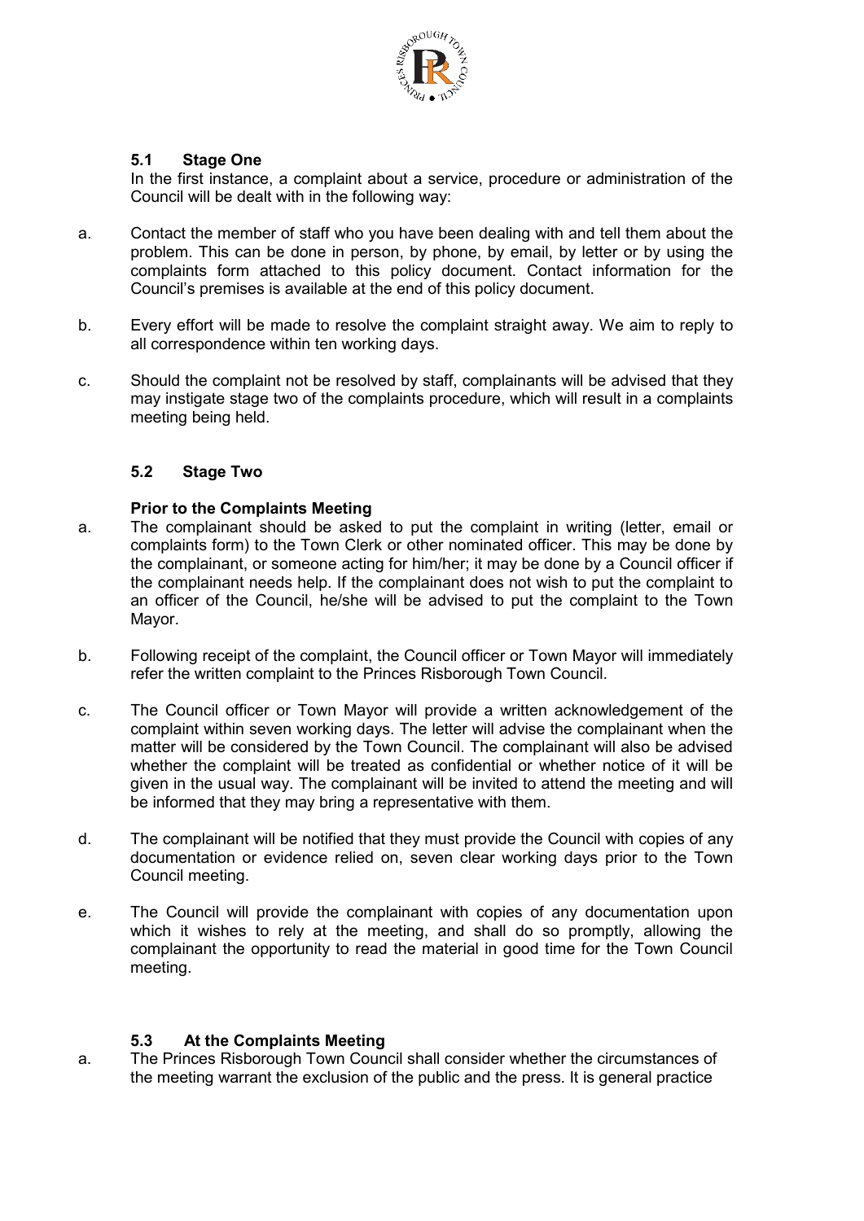### 5.1 Stage One

In the first instance, a complaint about a service, procedure or administration of the Council will be dealt with in the following way:

a. Contact the member of staff who you have been dealing with and tell them about the problem. This can be done in person, by phone, by email, by letter or by using the complaints form attached to this policy document. Contact information for the Council's premises is available at the end of this policy document.

b. Every effort will be made to resolve the complaint straight away. We aim to reply to all correspondence within ten working days.

c. Should the complaint not be resolved by staff, complainants will be advised that they may instigate stage two of the complaints procedure, which will result in a complaints meeting being held.

### 5.2 Stage Two

**Prior to the Complaints Meeting**

a. The complainant should be asked to put the complaint in writing (letter, email or complaints form) to the Town Clerk or other nominated officer. This may be done by the complainant, or someone acting for him/her; it may be done by a Council officer if the complainant needs help. If the complainant does not wish to put the complaint to an officer of the Council, he/she will be advised to put the complaint to the Town Mayor.

b. Following receipt of the complaint, the Council officer or Town Mayor will immediately refer the written complaint to the Princes Risborough Town Council.

c. The Council officer or Town Mayor will provide a written acknowledgement of the complaint within seven working days. The letter will advise the complainant when the matter will be considered by the Town Council. The complainant will also be advised whether the complaint will be treated as confidential or whether notice of it will be given in the usual way. The complainant will be invited to attend the meeting and will be informed that they may bring a representative with them.

d. The complainant will be notified that they must provide the Council with copies of any documentation or evidence relied on, seven clear working days prior to the Town Council meeting.

e. The Council will provide the complainant with copies of any documentation upon which it wishes to rely at the meeting, and shall do so promptly, allowing the complainant the opportunity to read the material in good time for the Town Council meeting.

### 5.3 At the Complaints Meeting

a. The Princes Risborough Town Council shall consider whether the circumstances of the meeting warrant the exclusion of the public and the press. It is general practice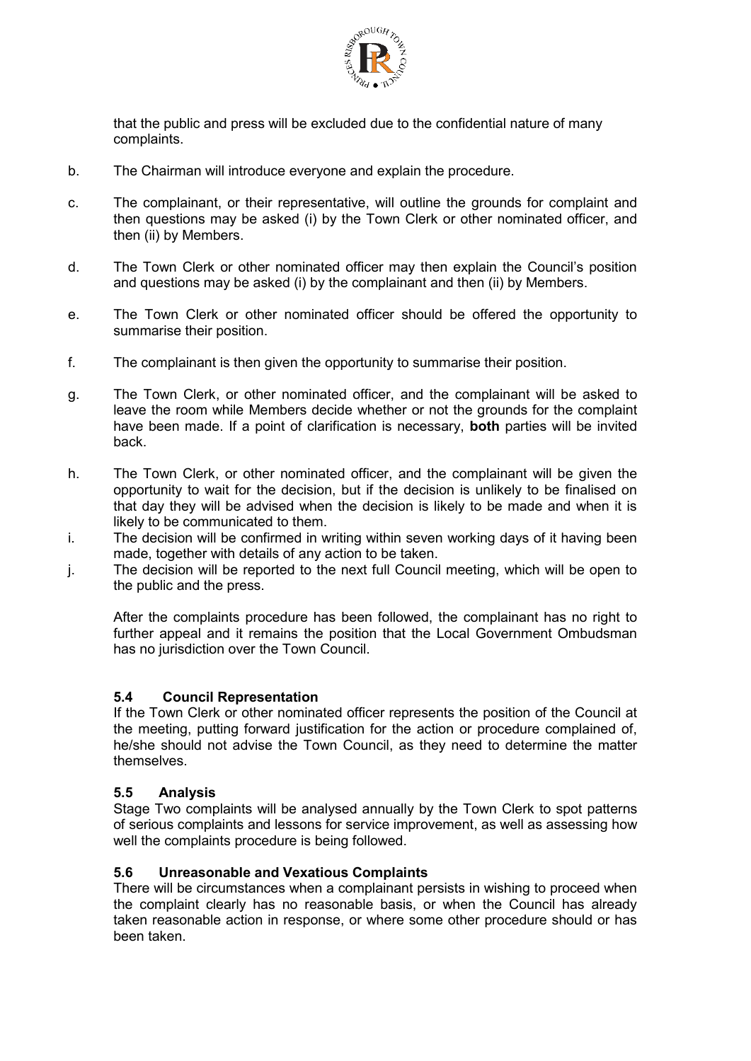that the public and press will be excluded due to the confidential nature of many complaints.

b. The Chairman will introduce everyone and explain the procedure.

c. The complainant, or their representative, will outline the grounds for complaint and then questions may be asked (i) by the Town Clerk or other nominated officer, and then (ii) by Members.

d. The Town Clerk or other nominated officer may then explain the Council's position and questions may be asked (i) by the complainant and then (ii) by Members.

e. The Town Clerk or other nominated officer should be offered the opportunity to summarise their position.

f. The complainant is then given the opportunity to summarise their position.

g. The Town Clerk, or other nominated officer, and the complainant will be asked to leave the room while Members decide whether or not the grounds for the complaint have been made. If a point of clarification is necessary, **both** parties will be invited back.

h. The Town Clerk, or other nominated officer, and the complainant will be given the opportunity to wait for the decision, but if the decision is unlikely to be finalised on that day they will be advised when the decision is likely to be made and when it is likely to be communicated to them.

i. The decision will be confirmed in writing within seven working days of it having been made, together with details of any action to be taken.

j. The decision will be reported to the next full Council meeting, which will be open to the public and the press.

After the complaints procedure has been followed, the complainant has no right to further appeal and it remains the position that the Local Government Ombudsman has no jurisdiction over the Town Council.

### 5.4 Council Representation

If the Town Clerk or other nominated officer represents the position of the Council at the meeting, putting forward justification for the action or procedure complained of, he/she should not advise the Town Council, as they need to determine the matter themselves.

### 5.5 Analysis

Stage Two complaints will be analysed annually by the Town Clerk to spot patterns of serious complaints and lessons for service improvement, as well as assessing how well the complaints procedure is being followed.

### 5.6 Unreasonable and Vexatious Complaints

There will be circumstances when a complainant persists in wishing to proceed when the complaint clearly has no reasonable basis, or when the Council has already taken reasonable action in response, or where some other procedure should or has been taken.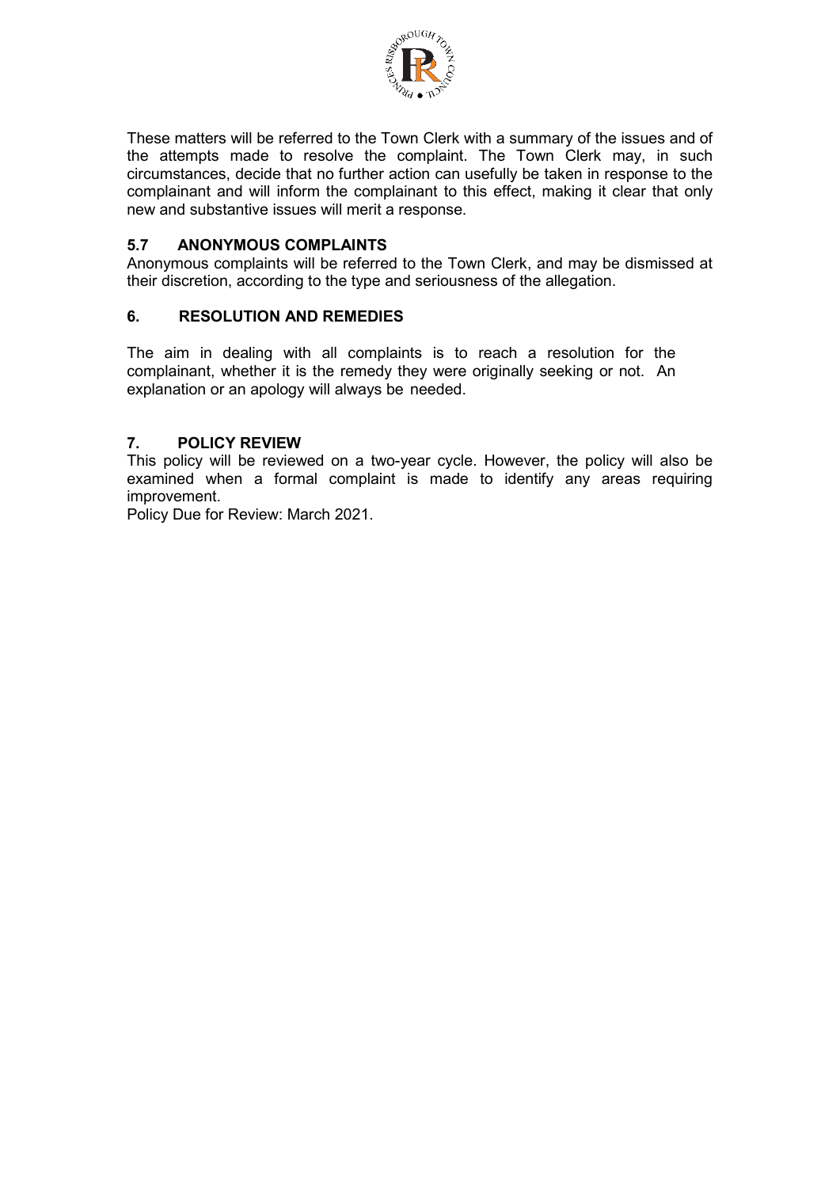These matters will be referred to the Town Clerk with a summary of the issues and of the attempts made to resolve the complaint. The Town Clerk may, in such circumstances, decide that no further action can usefully be taken in response to the complainant and will inform the complainant to this effect, making it clear that only new and substantive issues will merit a response.

### 5.7 ANONYMOUS COMPLAINTS

Anonymous complaints will be referred to the Town Clerk, and may be dismissed at their discretion, according to the type and seriousness of the allegation.

## 6. RESOLUTION AND REMEDIES

The aim in dealing with all complaints is to reach a resolution for the complainant, whether it is the remedy they were originally seeking or not. An explanation or an apology will always be needed.

## 7. POLICY REVIEW

This policy will be reviewed on a two-year cycle. However, the policy will also be examined when a formal complaint is made to identify any areas requiring improvement.

Policy Due for Review: March 2021.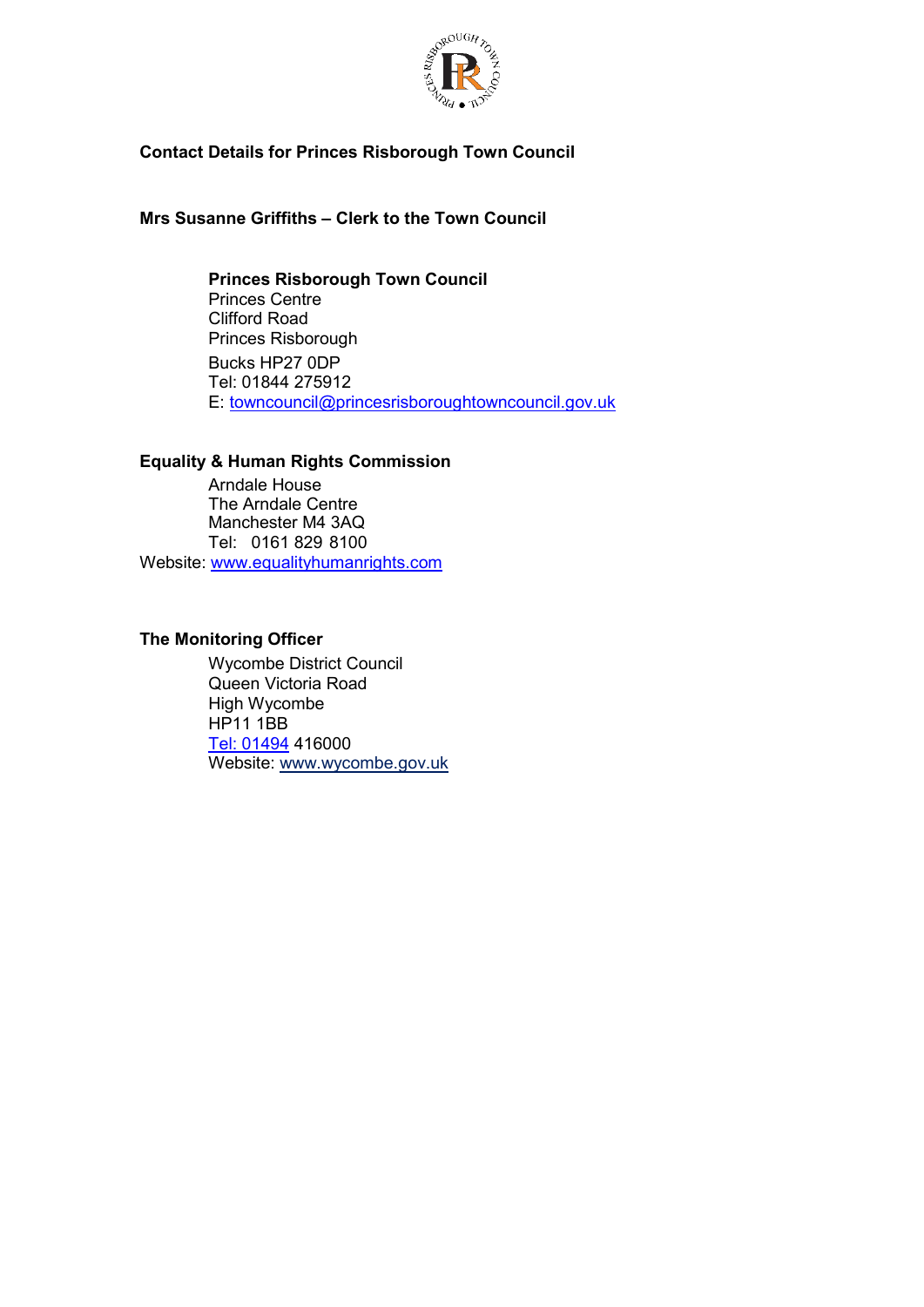## Contact Details for Princes Risborough Town Council

### Mrs Susanne Griffiths – Clerk to the Town Council

**Princes Risborough Town Council**
Princes Centre
Clifford Road
Princes Risborough
Bucks HP27 0DP
Tel: 01844 275912
E: towncouncil@princesrisboroughtowncouncil.gov.uk

### Equality & Human Rights Commission

Arndale House
The Arndale Centre
Manchester M4 3AQ
Tel: 0161 829 8100
Website: www.equalityhumanrights.com

### The Monitoring Officer

Wycombe District Council
Queen Victoria Road
High Wycombe
HP11 1BB
Tel: 01494 416000
Website: www.wycombe.gov.uk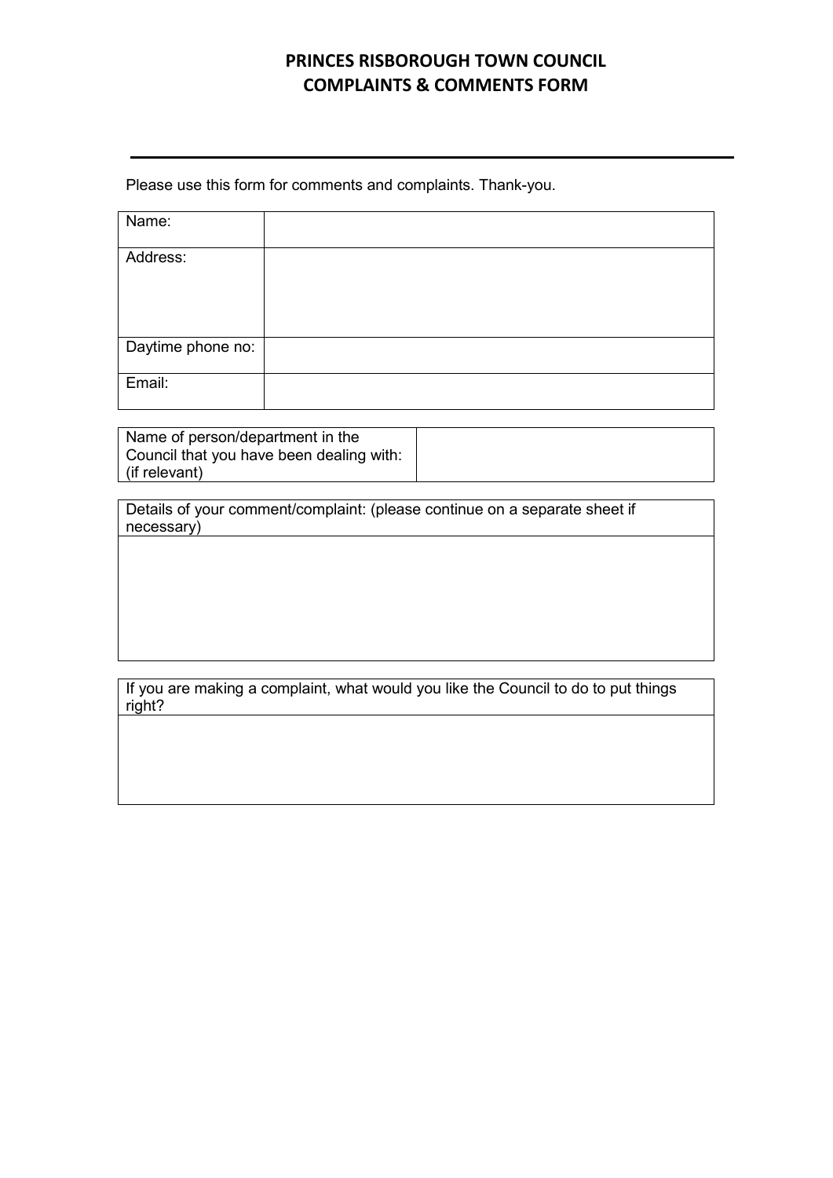# PRINCES RISBOROUGH TOWN COUNCIL
# COMPLAINTS & COMMENTS FORM

---

Please use this form for comments and complaints. Thank-you.

| | |
|---|---|
| Name: | |
| Address: | |
| Daytime phone no: | |
| Email: | |

| | |
|---|---|
| Name of person/department in the Council that you have been dealing with: (if relevant) | |

| Details of your comment/complaint: (please continue on a separate sheet if necessary) |
|---|
| |

| If you are making a complaint, what would you like the Council to do to put things right? |
|---|
| |